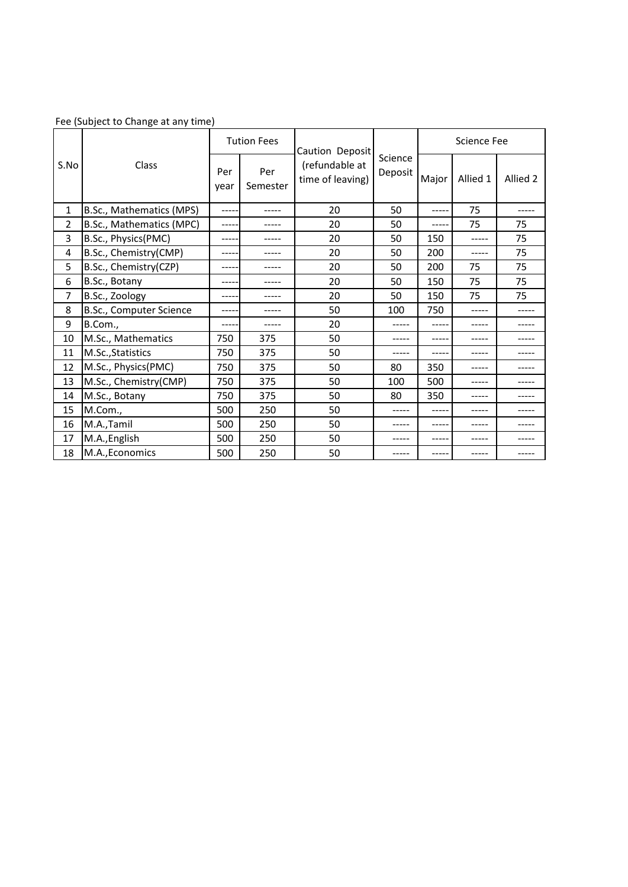Fee (Subject to Change at any time)

| S.No | Class | Tution Fees | | Caution Deposit (refundable at time of leaving) | Science Deposit | Science Fee | | |
|---|---|---|---|---|---|---|---|---|
| | | Per year | Per Semester | | | Major | Allied 1 | Allied 2 |
| 1 | B.Sc., Mathematics (MPS) | ----- | ----- | 20 | 50 | ----- | 75 | ----- |
| 2 | B.Sc., Mathematics (MPC) | ----- | ----- | 20 | 50 | ----- | 75 | 75 |
| 3 | B.Sc., Physics(PMC) | ----- | ----- | 20 | 50 | 150 | ----- | 75 |
| 4 | B.Sc., Chemistry(CMP) | ----- | ----- | 20 | 50 | 200 | ----- | 75 |
| 5 | B.Sc., Chemistry(CZP) | ----- | ----- | 20 | 50 | 200 | 75 | 75 |
| 6 | B.Sc., Botany | ----- | ----- | 20 | 50 | 150 | 75 | 75 |
| 7 | B.Sc., Zoology | ----- | ----- | 20 | 50 | 150 | 75 | 75 |
| 8 | B.Sc., Computer Science | ----- | ----- | 50 | 100 | 750 | ----- | ----- |
| 9 | B.Com., | ----- | ----- | 20 | ----- | ----- | ----- | ----- |
| 10 | M.Sc., Mathematics | 750 | 375 | 50 | ----- | ----- | ----- | ----- |
| 11 | M.Sc.,Statistics | 750 | 375 | 50 | ----- | ----- | ----- | ----- |
| 12 | M.Sc., Physics(PMC) | 750 | 375 | 50 | 80 | 350 | ----- | ----- |
| 13 | M.Sc., Chemistry(CMP) | 750 | 375 | 50 | 100 | 500 | ----- | ----- |
| 14 | M.Sc., Botany | 750 | 375 | 50 | 80 | 350 | ----- | ----- |
| 15 | M.Com., | 500 | 250 | 50 | ----- | ----- | ----- | ----- |
| 16 | M.A.,Tamil | 500 | 250 | 50 | ----- | ----- | ----- | ----- |
| 17 | M.A.,English | 500 | 250 | 50 | ----- | ----- | ----- | ----- |
| 18 | M.A.,Economics | 500 | 250 | 50 | ----- | ----- | ----- | ----- |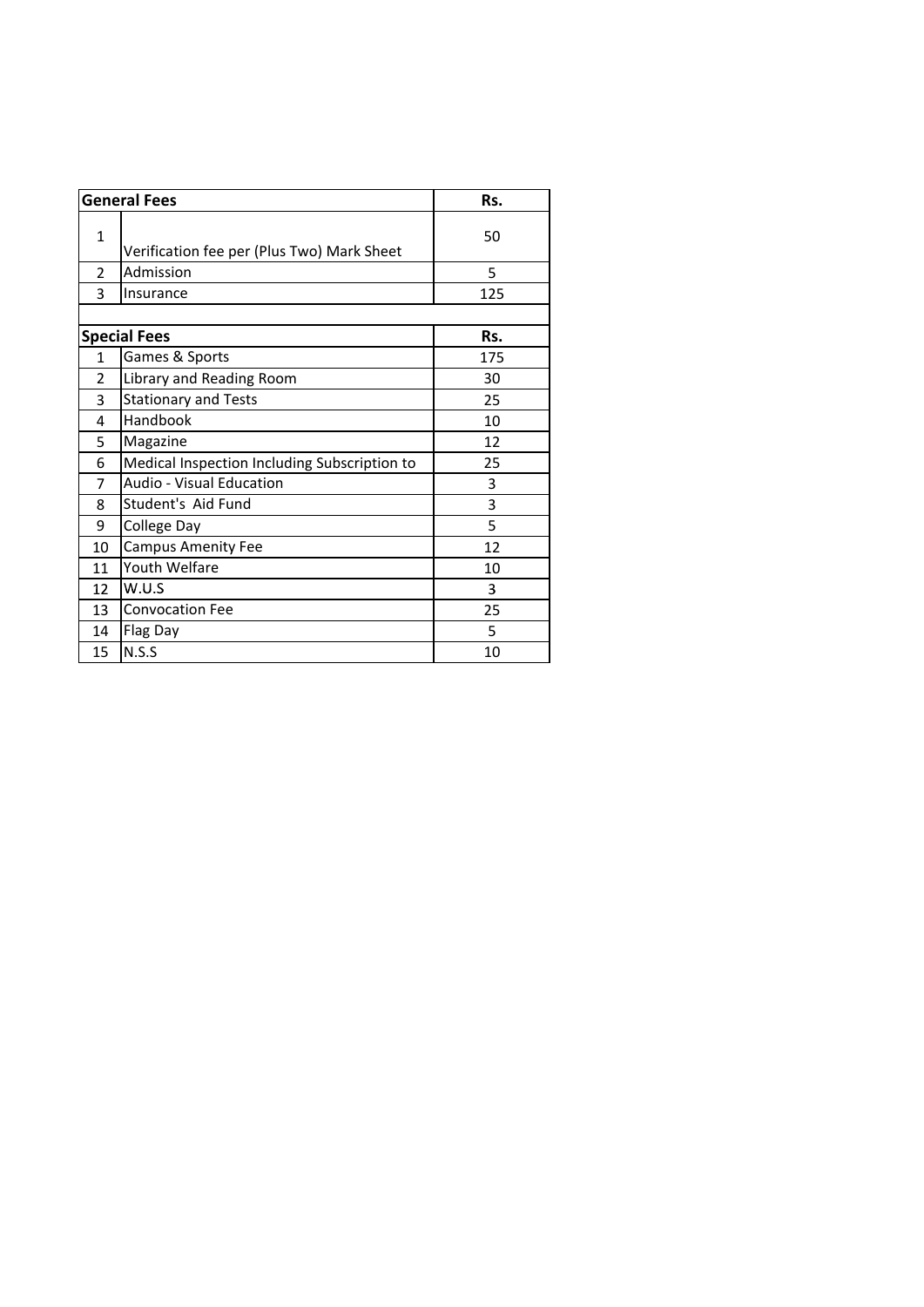| General Fees | | Rs. |
|---|---|---|
| 1 | Verification fee per (Plus Two) Mark Sheet | 50 |
| 2 | Admission | 5 |
| 3 | Insurance | 125 |
| | | |
| **Special Fees** | | **Rs.** |
| 1 | Games & Sports | 175 |
| 2 | Library and Reading Room | 30 |
| 3 | Stationary and Tests | 25 |
| 4 | Handbook | 10 |
| 5 | Magazine | 12 |
| 6 | Medical Inspection Including Subscription to | 25 |
| 7 | Audio - Visual Education | 3 |
| 8 | Student's Aid Fund | 3 |
| 9 | College Day | 5 |
| 10 | Campus Amenity Fee | 12 |
| 11 | Youth Welfare | 10 |
| 12 | W.U.S | 3 |
| 13 | Convocation Fee | 25 |
| 14 | Flag Day | 5 |
| 15 | N.S.S | 10 |